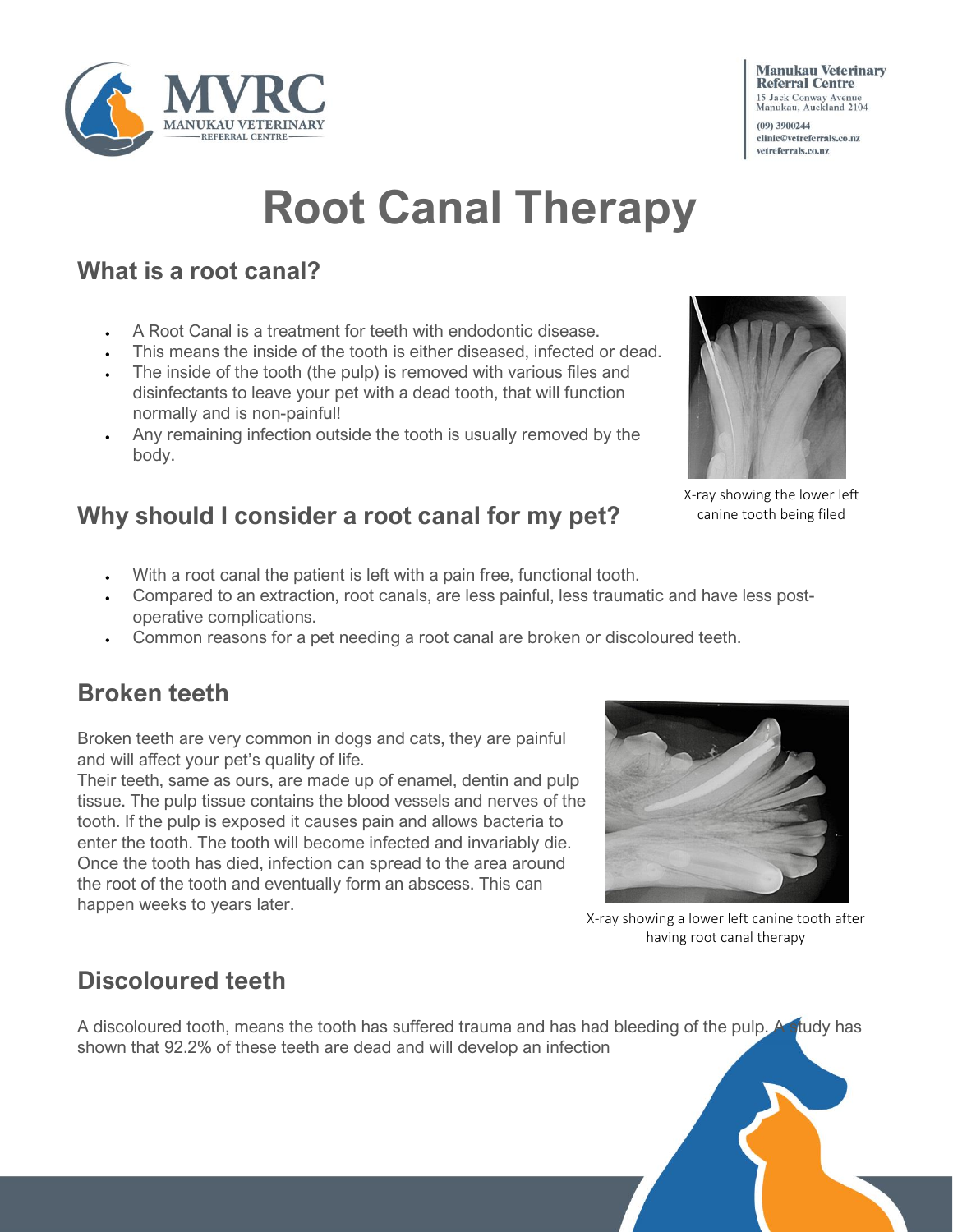**Manukau Veterinary Referral Centre**
15 Jack Conway Avenue
Manukau, Auckland 2104
(09) 3900244
clinic@vetreferrals.co.nz
vetreferrals.co.nz

# Root Canal Therapy

## What is a root canal?

- A Root Canal is a treatment for teeth with endodontic disease.
- This means the inside of the tooth is either diseased, infected or dead.
- The inside of the tooth (the pulp) is removed with various files and disinfectants to leave your pet with a dead tooth, that will function normally and is non-painful!
- Any remaining infection outside the tooth is usually removed by the body.

X-ray showing the lower left canine tooth being filed

## Why should I consider a root canal for my pet?

- With a root canal the patient is left with a pain free, functional tooth.
- Compared to an extraction, root canals, are less painful, less traumatic and have less post-operative complications.
- Common reasons for a pet needing a root canal are broken or discoloured teeth.

## Broken teeth

Broken teeth are very common in dogs and cats, they are painful and will affect your pet's quality of life.
Their teeth, same as ours, are made up of enamel, dentin and pulp tissue. The pulp tissue contains the blood vessels and nerves of the tooth. If the pulp is exposed it causes pain and allows bacteria to enter the tooth. The tooth will become infected and invariably die. Once the tooth has died, infection can spread to the area around the root of the tooth and eventually form an abscess. This can happen weeks to years later.

X-ray showing a lower left canine tooth after having root canal therapy

## Discoloured teeth

A discoloured tooth, means the tooth has suffered trauma and has had bleeding of the pulp. A study has shown that 92.2% of these teeth are dead and will develop an infection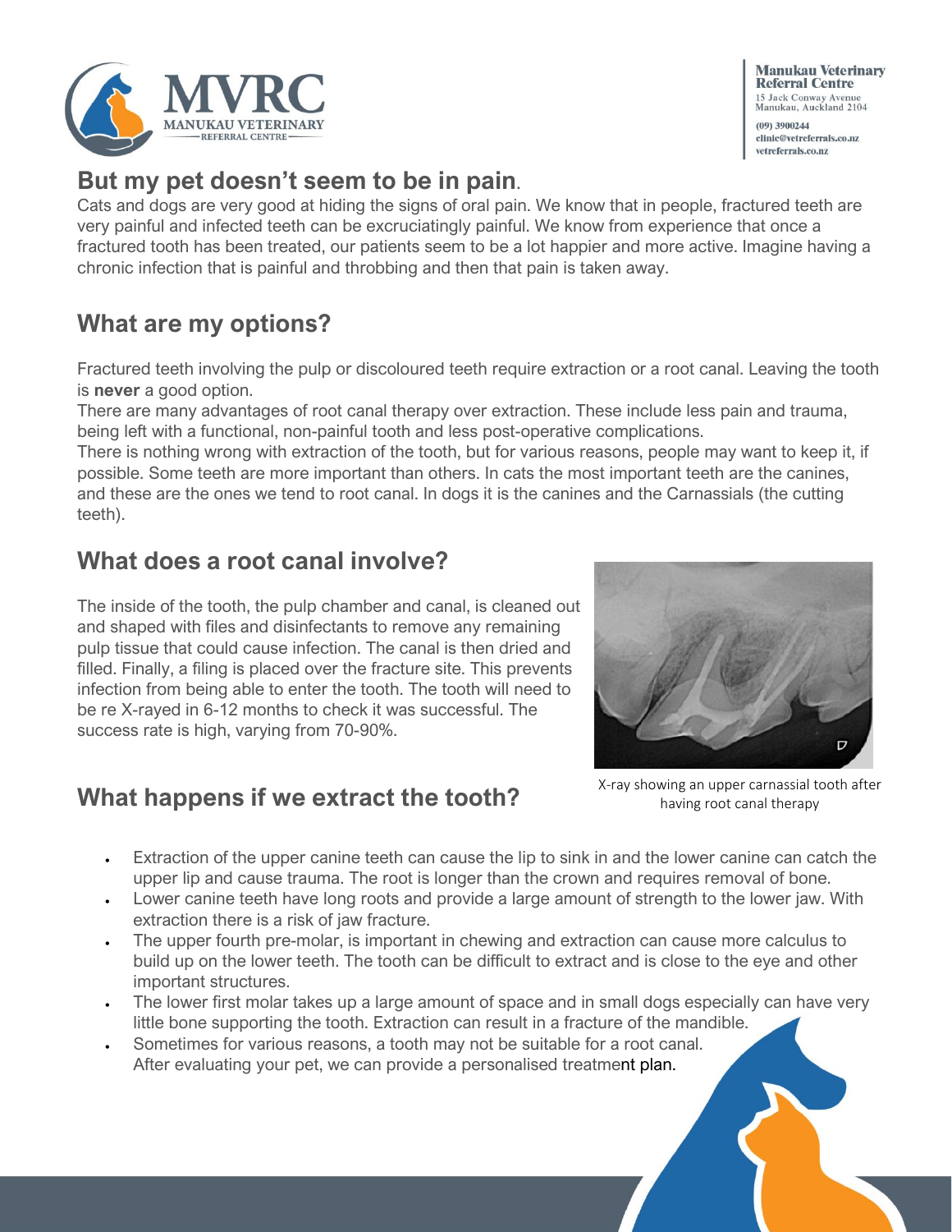## But my pet doesn't seem to be in pain.

Cats and dogs are very good at hiding the signs of oral pain. We know that in people, fractured teeth are very painful and infected teeth can be excruciatingly painful. We know from experience that once a fractured tooth has been treated, our patients seem to be a lot happier and more active. Imagine having a chronic infection that is painful and throbbing and then that pain is taken away.

## What are my options?

Fractured teeth involving the pulp or discoloured teeth require extraction or a root canal. Leaving the tooth is **never** a good option.

There are many advantages of root canal therapy over extraction. These include less pain and trauma, being left with a functional, non-painful tooth and less post-operative complications.

There is nothing wrong with extraction of the tooth, but for various reasons, people may want to keep it, if possible. Some teeth are more important than others. In cats the most important teeth are the canines, and these are the ones we tend to root canal. In dogs it is the canines and the Carnassials (the cutting teeth).

## What does a root canal involve?

The inside of the tooth, the pulp chamber and canal, is cleaned out and shaped with files and disinfectants to remove any remaining pulp tissue that could cause infection. The canal is then dried and filled. Finally, a filing is placed over the fracture site. This prevents infection from being able to enter the tooth. The tooth will need to be re X-rayed in 6-12 months to check it was successful. The success rate is high, varying from 70-90%.

X-ray showing an upper carnassial tooth after having root canal therapy

## What happens if we extract the tooth?

- Extraction of the upper canine teeth can cause the lip to sink in and the lower canine can catch the upper lip and cause trauma. The root is longer than the crown and requires removal of bone.
- Lower canine teeth have long roots and provide a large amount of strength to the lower jaw. With extraction there is a risk of jaw fracture.
- The upper fourth pre-molar, is important in chewing and extraction can cause more calculus to build up on the lower teeth. The tooth can be difficult to extract and is close to the eye and other important structures.
- The lower first molar takes up a large amount of space and in small dogs especially can have very little bone supporting the tooth. Extraction can result in a fracture of the mandible.
- Sometimes for various reasons, a tooth may not be suitable for a root canal. After evaluating your pet, we can provide a personalised treatment plan.